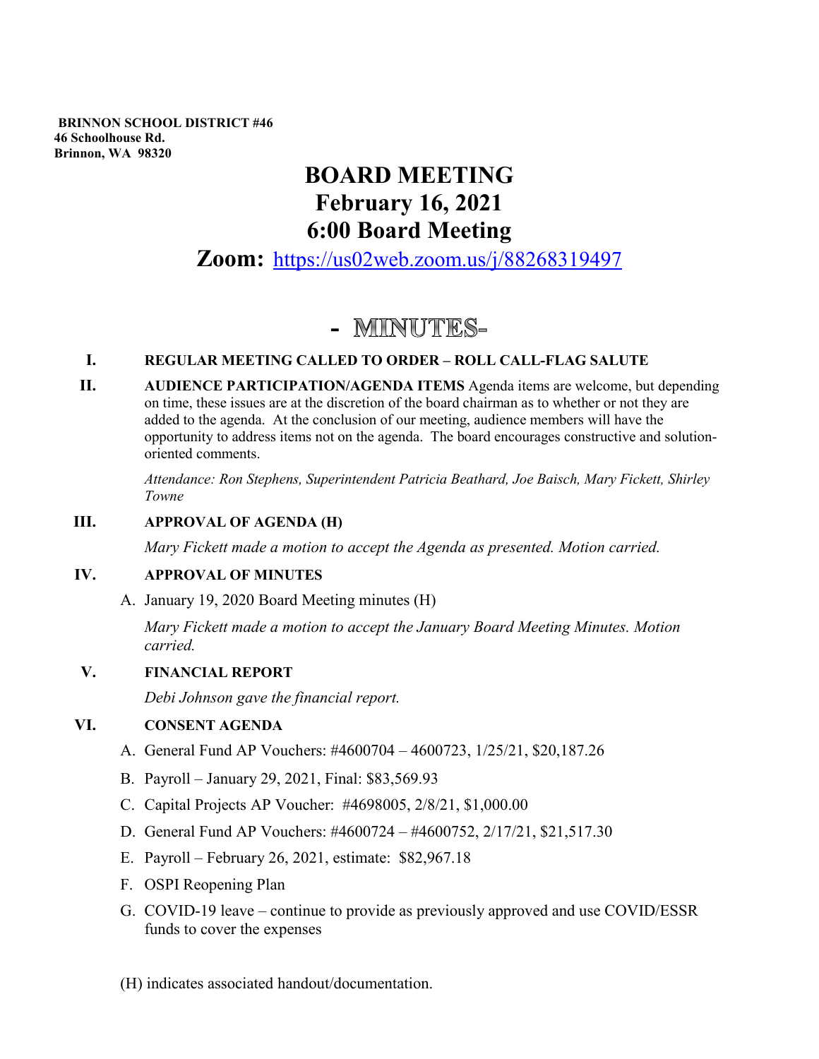**BRINNON SCHOOL DISTRICT #46**
**46 Schoolhouse Rd.**
**Brinnon, WA 98320**

# BOARD MEETING
# February 16, 2021
# 6:00 Board Meeting

## Zoom: https://us02web.zoom.us/j/88268319497

## - MINUTES-

**I. REGULAR MEETING CALLED TO ORDER – ROLL CALL-FLAG SALUTE**

**II. AUDIENCE PARTICIPATION/AGENDA ITEMS** Agenda items are welcome, but depending on time, these issues are at the discretion of the board chairman as to whether or not they are added to the agenda. At the conclusion of our meeting, audience members will have the opportunity to address items not on the agenda. The board encourages constructive and solution-oriented comments.

*Attendance: Ron Stephens, Superintendent Patricia Beathard, Joe Baisch, Mary Fickett, Shirley Towne*

**III. APPROVAL OF AGENDA (H)**

*Mary Fickett made a motion to accept the Agenda as presented. Motion carried.*

**IV. APPROVAL OF MINUTES**

A. January 19, 2020 Board Meeting minutes (H)

*Mary Fickett made a motion to accept the January Board Meeting Minutes. Motion carried.*

**V. FINANCIAL REPORT**

*Debi Johnson gave the financial report.*

**VI. CONSENT AGENDA**

A. General Fund AP Vouchers: #4600704 – 4600723, 1/25/21, $20,187.26
B. Payroll – January 29, 2021, Final: $83,569.93
C. Capital Projects AP Voucher: #4698005, 2/8/21, $1,000.00
D. General Fund AP Vouchers: #4600724 – #4600752, 2/17/21, $21,517.30
E. Payroll – February 26, 2021, estimate: $82,967.18
F. OSPI Reopening Plan
G. COVID-19 leave – continue to provide as previously approved and use COVID/ESSR funds to cover the expenses

(H) indicates associated handout/documentation.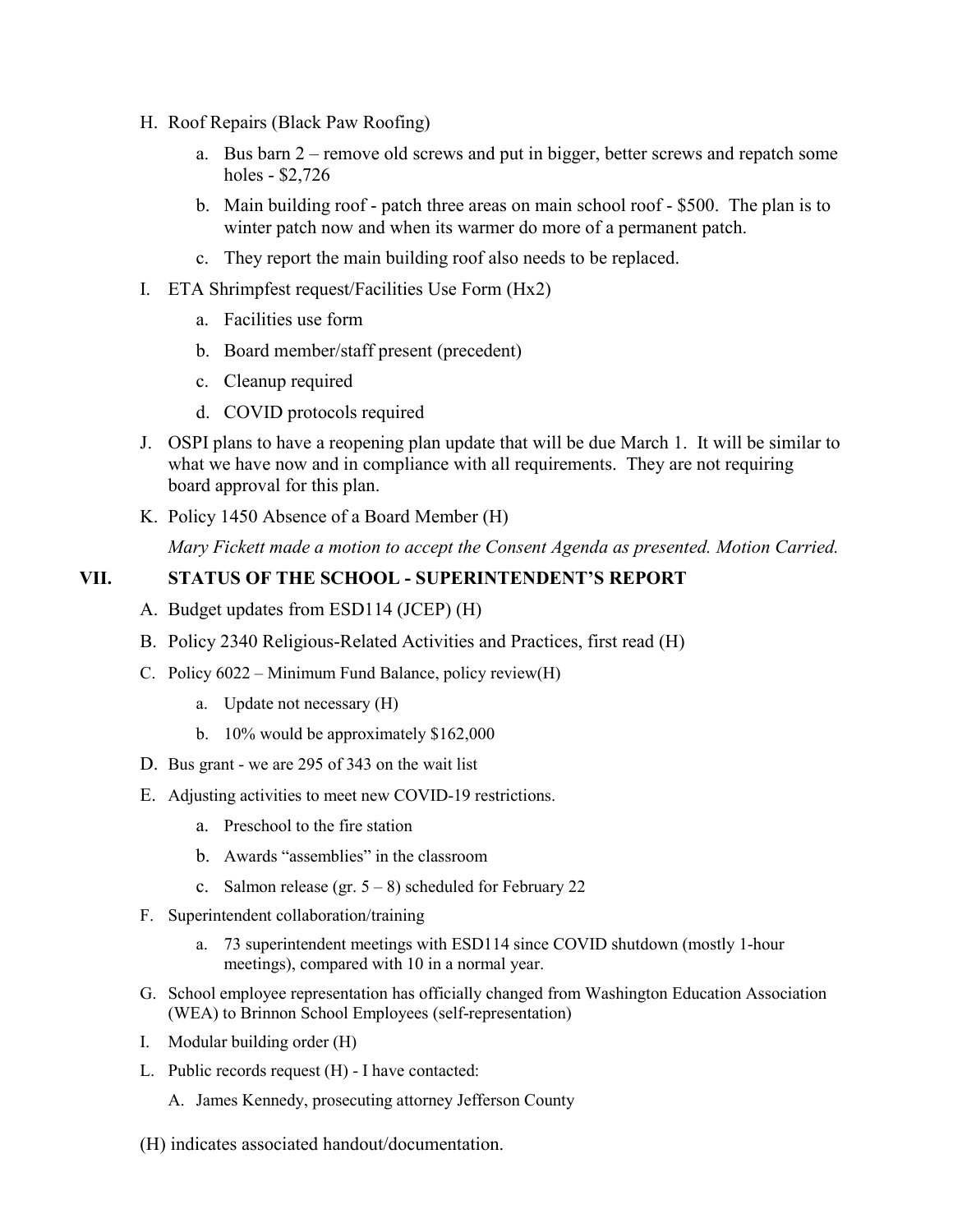H. Roof Repairs (Black Paw Roofing)

   a. Bus barn 2 – remove old screws and put in bigger, better screws and repatch some holes - $2,726

   b. Main building roof - patch three areas on main school roof - $500. The plan is to winter patch now and when its warmer do more of a permanent patch.

   c. They report the main building roof also needs to be replaced.

I. ETA Shrimpfest request/Facilities Use Form (Hx2)

   a. Facilities use form

   b. Board member/staff present (precedent)

   c. Cleanup required

   d. COVID protocols required

J. OSPI plans to have a reopening plan update that will be due March 1. It will be similar to what we have now and in compliance with all requirements. They are not requiring board approval for this plan.

K. Policy 1450 Absence of a Board Member (H)

   *Mary Fickett made a motion to accept the Consent Agenda as presented. Motion Carried.*

## VII. STATUS OF THE SCHOOL - SUPERINTENDENT'S REPORT

A. Budget updates from ESD114 (JCEP) (H)

B. Policy 2340 Religious-Related Activities and Practices, first read (H)

C. Policy 6022 – Minimum Fund Balance, policy review(H)

   a. Update not necessary (H)

   b. 10% would be approximately $162,000

D. Bus grant - we are 295 of 343 on the wait list

E. Adjusting activities to meet new COVID-19 restrictions.

   a. Preschool to the fire station

   b. Awards "assemblies" in the classroom

   c. Salmon release (gr. 5 – 8) scheduled for February 22

F. Superintendent collaboration/training

   a. 73 superintendent meetings with ESD114 since COVID shutdown (mostly 1-hour meetings), compared with 10 in a normal year.

G. School employee representation has officially changed from Washington Education Association (WEA) to Brinnon School Employees (self-representation)

I. Modular building order (H)

L. Public records request (H) - I have contacted:

   A. James Kennedy, prosecuting attorney Jefferson County

(H) indicates associated handout/documentation.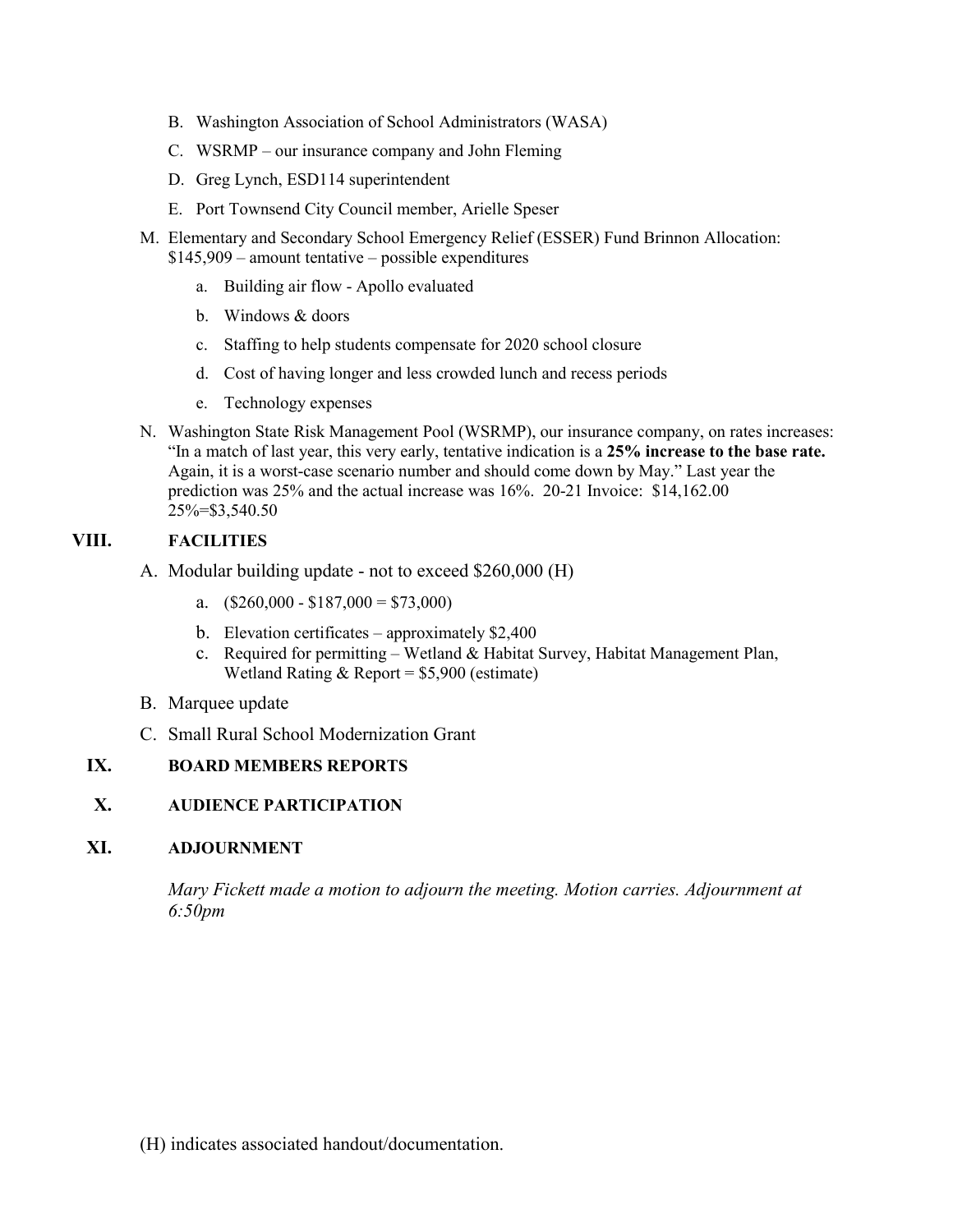B. Washington Association of School Administrators (WASA)

C. WSRMP – our insurance company and John Fleming

D. Greg Lynch, ESD114 superintendent

E. Port Townsend City Council member, Arielle Speser

M. Elementary and Secondary School Emergency Relief (ESSER) Fund Brinnon Allocation: $145,909 – amount tentative – possible expenditures

   a. Building air flow - Apollo evaluated

   b. Windows & doors

   c. Staffing to help students compensate for 2020 school closure

   d. Cost of having longer and less crowded lunch and recess periods

   e. Technology expenses

N. Washington State Risk Management Pool (WSRMP), our insurance company, on rates increases: "In a match of last year, this very early, tentative indication is a **25% increase to the base rate.** Again, it is a worst-case scenario number and should come down by May." Last year the prediction was 25% and the actual increase was 16%. 20-21 Invoice: $14,162.00 25%=$3,540.50

## VIII. FACILITIES

A. Modular building update - not to exceed $260,000 (H)

   a. ($260,000 - $187,000 = $73,000)

   b. Elevation certificates – approximately $2,400

   c. Required for permitting – Wetland & Habitat Survey, Habitat Management Plan, Wetland Rating & Report = $5,900 (estimate)

B. Marquee update

C. Small Rural School Modernization Grant

## IX. BOARD MEMBERS REPORTS

## X. AUDIENCE PARTICIPATION

## XI. ADJOURNMENT

*Mary Fickett made a motion to adjourn the meeting. Motion carries. Adjournment at 6:50pm*

(H) indicates associated handout/documentation.